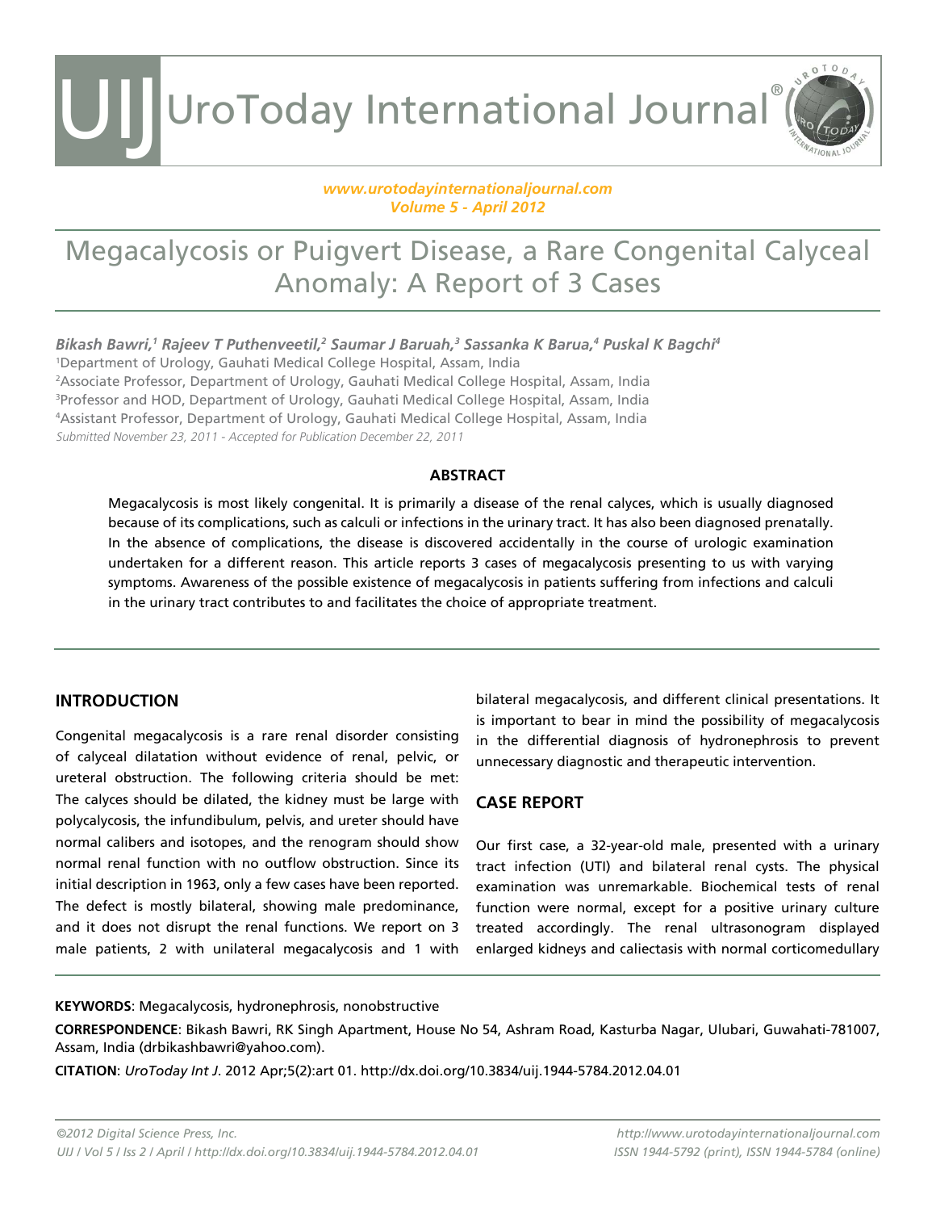# Megacalycosis or Puigvert Disease, a Rare Congenital Calyceal Anomaly: A Report of 3 Cases

***Bikash Bawri,[1] Rajeev T Puthenveetil,[2] Saumar J Baruah,[3] Sassanka K Barua,[4] Puskal K Bagchi[4]***

[1]Department of Urology, Gauhati Medical College Hospital, Assam, India
[2]Associate Professor, Department of Urology, Gauhati Medical College Hospital, Assam, India
[3]Professor and HOD, Department of Urology, Gauhati Medical College Hospital, Assam, India
[4]Assistant Professor, Department of Urology, Gauhati Medical College Hospital, Assam, India

*Submitted November 23, 2011 - Accepted for Publication December 22, 2011*

### ABSTRACT

Megacalycosis is most likely congenital. It is primarily a disease of the renal calyces, which is usually diagnosed because of its complications, such as calculi or infections in the urinary tract. It has also been diagnosed prenatally. In the absence of complications, the disease is discovered accidentally in the course of urologic examination undertaken for a different reason. This article reports 3 cases of megacalycosis presenting to us with varying symptoms. Awareness of the possible existence of megacalycosis in patients suffering from infections and calculi in the urinary tract contributes to and facilitates the choice of appropriate treatment.

## INTRODUCTION

Congenital megacalycosis is a rare renal disorder consisting of calyceal dilatation without evidence of renal, pelvic, or ureteral obstruction. The following criteria should be met: The calyces should be dilated, the kidney must be large with polycalycosis, the infundibulum, pelvis, and ureter should have normal calibers and isotopes, and the renogram should show normal renal function with no outflow obstruction. Since its initial description in 1963, only a few cases have been reported. The defect is mostly bilateral, showing male predominance, and it does not disrupt the renal functions. We report on 3 male patients, 2 with unilateral megacalycosis and 1 with bilateral megacalycosis, and different clinical presentations. It is important to bear in mind the possibility of megacalycosis in the differential diagnosis of hydronephrosis to prevent unnecessary diagnostic and therapeutic intervention.

## CASE REPORT

Our first case, a 32-year-old male, presented with a urinary tract infection (UTI) and bilateral renal cysts. The physical examination was unremarkable. Biochemical tests of renal function were normal, except for a positive urinary culture treated accordingly. The renal ultrasonogram displayed enlarged kidneys and caliectasis with normal corticomedullary

**KEYWORDS**: Megacalycosis, hydronephrosis, nonobstructive

**CORRESPONDENCE**: Bikash Bawri, RK Singh Apartment, House No 54, Ashram Road, Kasturba Nagar, Ulubari, Guwahati-781007, Assam, India (drbikashbawri@yahoo.com).

**CITATION**: *UroToday Int J*. 2012 Apr;5(2):art 01. http://dx.doi.org/10.3834/uij.1944-5784.2012.04.01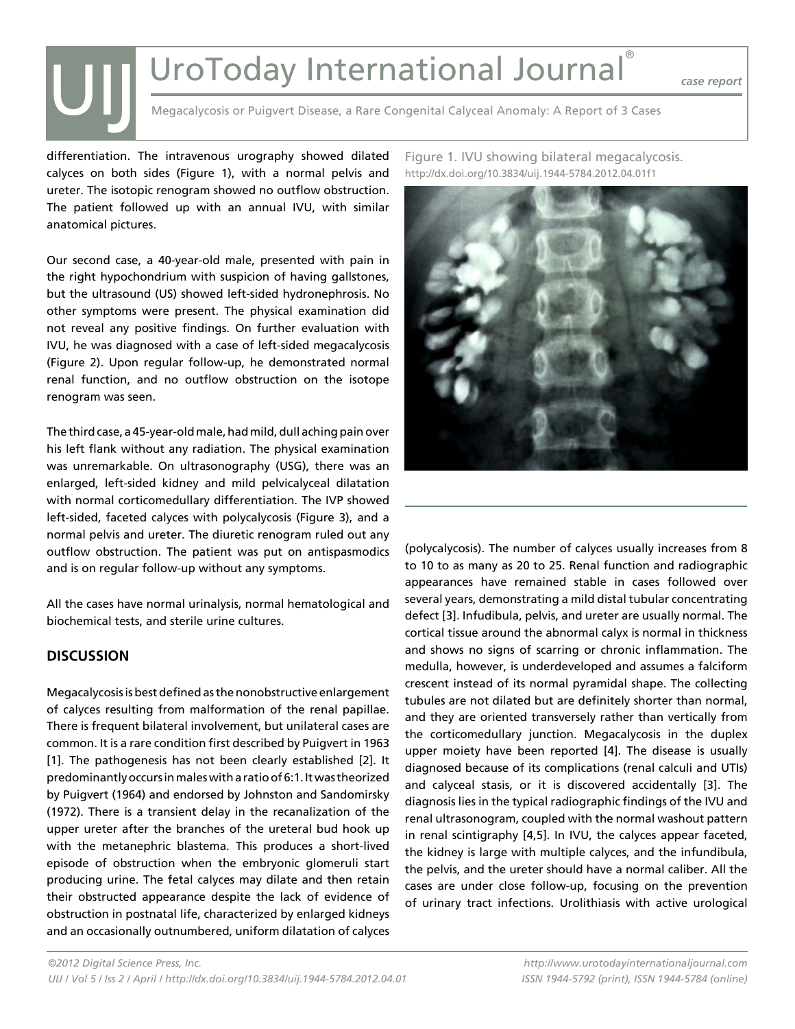differentiation. The intravenous urography showed dilated calyces on both sides (Figure 1), with a normal pelvis and ureter. The isotopic renogram showed no outflow obstruction. The patient followed up with an annual IVU, with similar anatomical pictures.

Our second case, a 40-year-old male, presented with pain in the right hypochondrium with suspicion of having gallstones, but the ultrasound (US) showed left-sided hydronephrosis. No other symptoms were present. The physical examination did not reveal any positive findings. On further evaluation with IVU, he was diagnosed with a case of left-sided megacalycosis (Figure 2). Upon regular follow-up, he demonstrated normal renal function, and no outflow obstruction on the isotope renogram was seen.

The third case, a 45-year-old male, had mild, dull aching pain over his left flank without any radiation. The physical examination was unremarkable. On ultrasonography (USG), there was an enlarged, left-sided kidney and mild pelvicalyceal dilatation with normal corticomedullary differentiation. The IVP showed left-sided, faceted calyces with polycalycosis (Figure 3), and a normal pelvis and ureter. The diuretic renogram ruled out any outflow obstruction. The patient was put on antispasmodics and is on regular follow-up without any symptoms.

All the cases have normal urinalysis, normal hematological and biochemical tests, and sterile urine cultures.

## DISCUSSION

Megacalycosis is best defined as the nonobstructive enlargement of calyces resulting from malformation of the renal papillae. There is frequent bilateral involvement, but unilateral cases are common. It is a rare condition first described by Puigvert in 1963 [1]. The pathogenesis has not been clearly established [2]. It predominantly occurs in males with a ratio of 6:1. It was theorized by Puigvert (1964) and endorsed by Johnston and Sandomirsky (1972). There is a transient delay in the recanalization of the upper ureter after the branches of the ureteral bud hook up with the metanephric blastema. This produces a short-lived episode of obstruction when the embryonic glomeruli start producing urine. The fetal calyces may dilate and then retain their obstructed appearance despite the lack of evidence of obstruction in postnatal life, characterized by enlarged kidneys and an occasionally outnumbered, uniform dilatation of calyces (polycalycosis). The number of calyces usually increases from 8 to 10 to as many as 20 to 25. Renal function and radiographic appearances have remained stable in cases followed over several years, demonstrating a mild distal tubular concentrating defect [3]. Infudibula, pelvis, and ureter are usually normal. The cortical tissue around the abnormal calyx is normal in thickness and shows no signs of scarring or chronic inflammation. The medulla, however, is underdeveloped and assumes a falciform crescent instead of its normal pyramidal shape. The collecting tubules are not dilated but are definitely shorter than normal, and they are oriented transversely rather than vertically from the corticomedullary junction. Megacalycosis in the duplex upper moiety have been reported [4]. The disease is usually diagnosed because of its complications (renal calculi and UTIs) and calyceal stasis, or it is discovered accidentally [3]. The diagnosis lies in the typical radiographic findings of the IVU and renal ultrasonogram, coupled with the normal washout pattern in renal scintigraphy [4,5]. In IVU, the calyces appear faceted, the kidney is large with multiple calyces, and the infundibula, the pelvis, and the ureter should have a normal caliber. All the cases are under close follow-up, focusing on the prevention of urinary tract infections. Urolithiasis with active urological

Figure 1. IVU showing bilateral megacalycosis.
http://dx.doi.org/10.3834/uij.1944-5784.2012.04.01f1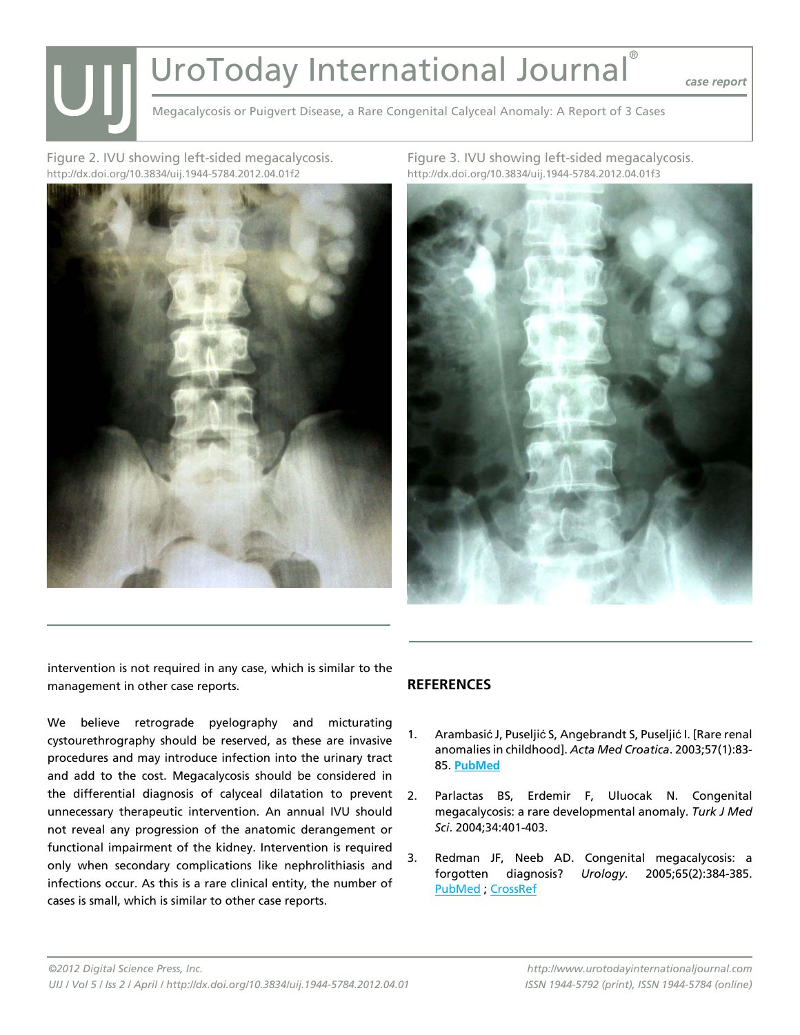Figure 2. IVU showing left-sided megacalycosis.
http://dx.doi.org/10.3834/uij.1944-5784.2012.04.01f2

Figure 3. IVU showing left-sided megacalycosis.
http://dx.doi.org/10.3834/uij.1944-5784.2012.04.01f3

intervention is not required in any case, which is similar to the management in other case reports.

We believe retrograde pyelography and micturating cystourethrography should be reserved, as these are invasive procedures and may introduce infection into the urinary tract and add to the cost. Megacalycosis should be considered in the differential diagnosis of calyceal dilatation to prevent unnecessary therapeutic intervention. An annual IVU should not reveal any progression of the anatomic derangement or functional impairment of the kidney. Intervention is required only when secondary complications like nephrolithiasis and infections occur. As this is a rare clinical entity, the number of cases is small, which is similar to other case reports.

## REFERENCES

1. Arambasić J, Puseljić S, Angebrandt S, Puseljić I. [Rare renal anomalies in childhood]. *Acta Med Croatica*. 2003;57(1):83-85. **PubMed**

2. Parlactas BS, Erdemir F, Uluocak N. Congenital megacalycosis: a rare developmental anomaly. *Turk J Med Sci*. 2004;34:401-403.

3. Redman JF, Neeb AD. Congenital megacalycosis: a forgotten diagnosis? *Urology*. 2005;65(2):384-385. PubMed ; CrossRef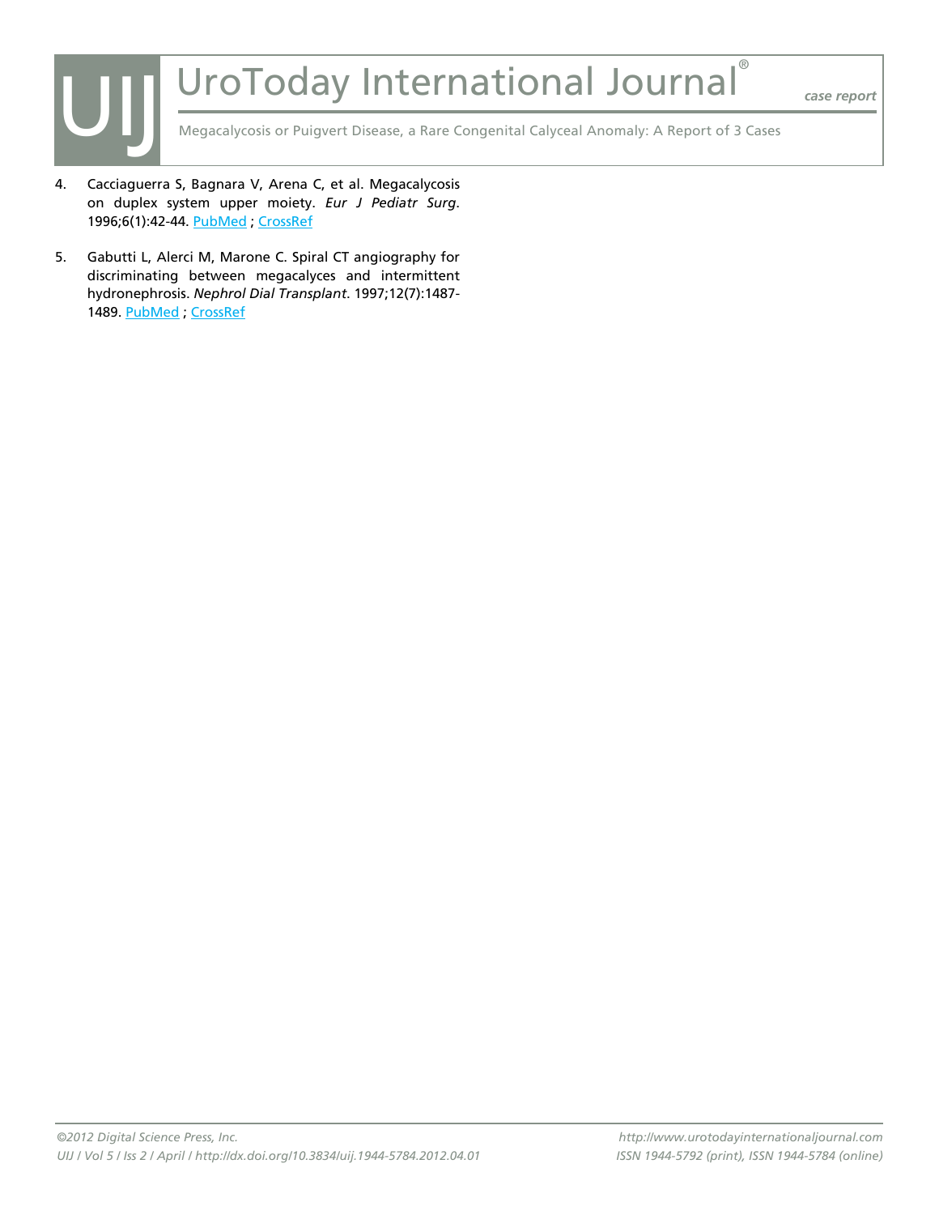4. Cacciaguerra S, Bagnara V, Arena C, et al. Megacalycosis on duplex system upper moiety. *Eur J Pediatr Surg*. 1996;6(1):42-44. PubMed ; CrossRef

5. Gabutti L, Alerci M, Marone C. Spiral CT angiography for discriminating between megacalyces and intermittent hydronephrosis. *Nephrol Dial Transplant*. 1997;12(7):1487-1489. PubMed ; CrossRef